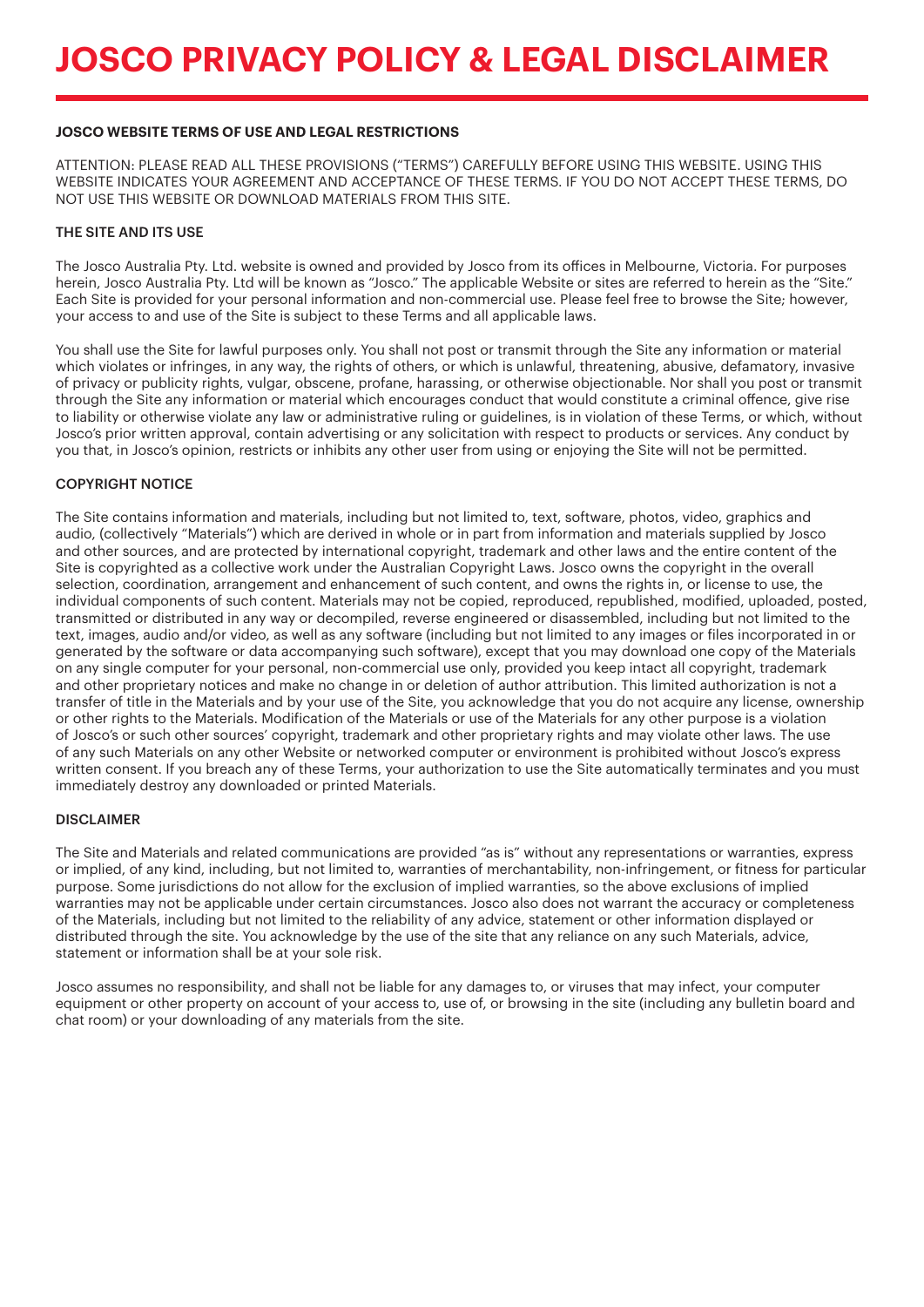# JOSCO PRIVACY POLICY & LEGAL DISCLAIMER

**JOSCO WEBSITE TERMS OF USE AND LEGAL RESTRICTIONS**

ATTENTION: PLEASE READ ALL THESE PROVISIONS ("TERMS") CAREFULLY BEFORE USING THIS WEBSITE. USING THIS WEBSITE INDICATES YOUR AGREEMENT AND ACCEPTANCE OF THESE TERMS. IF YOU DO NOT ACCEPT THESE TERMS, DO NOT USE THIS WEBSITE OR DOWNLOAD MATERIALS FROM THIS SITE.

## THE SITE AND ITS USE

The Josco Australia Pty. Ltd. website is owned and provided by Josco from its offices in Melbourne, Victoria. For purposes herein, Josco Australia Pty. Ltd will be known as "Josco." The applicable Website or sites are referred to herein as the "Site." Each Site is provided for your personal information and non-commercial use. Please feel free to browse the Site; however, your access to and use of the Site is subject to these Terms and all applicable laws.

You shall use the Site for lawful purposes only. You shall not post or transmit through the Site any information or material which violates or infringes, in any way, the rights of others, or which is unlawful, threatening, abusive, defamatory, invasive of privacy or publicity rights, vulgar, obscene, profane, harassing, or otherwise objectionable. Nor shall you post or transmit through the Site any information or material which encourages conduct that would constitute a criminal offence, give rise to liability or otherwise violate any law or administrative ruling or guidelines, is in violation of these Terms, or which, without Josco's prior written approval, contain advertising or any solicitation with respect to products or services. Any conduct by you that, in Josco's opinion, restricts or inhibits any other user from using or enjoying the Site will not be permitted.

## COPYRIGHT NOTICE

The Site contains information and materials, including but not limited to, text, software, photos, video, graphics and audio, (collectively "Materials") which are derived in whole or in part from information and materials supplied by Josco and other sources, and are protected by international copyright, trademark and other laws and the entire content of the Site is copyrighted as a collective work under the Australian Copyright Laws. Josco owns the copyright in the overall selection, coordination, arrangement and enhancement of such content, and owns the rights in, or license to use, the individual components of such content. Materials may not be copied, reproduced, republished, modified, uploaded, posted, transmitted or distributed in any way or decompiled, reverse engineered or disassembled, including but not limited to the text, images, audio and/or video, as well as any software (including but not limited to any images or files incorporated in or generated by the software or data accompanying such software), except that you may download one copy of the Materials on any single computer for your personal, non-commercial use only, provided you keep intact all copyright, trademark and other proprietary notices and make no change in or deletion of author attribution. This limited authorization is not a transfer of title in the Materials and by your use of the Site, you acknowledge that you do not acquire any license, ownership or other rights to the Materials. Modification of the Materials or use of the Materials for any other purpose is a violation of Josco's or such other sources' copyright, trademark and other proprietary rights and may violate other laws. The use of any such Materials on any other Website or networked computer or environment is prohibited without Josco's express written consent. If you breach any of these Terms, your authorization to use the Site automatically terminates and you must immediately destroy any downloaded or printed Materials.

## DISCLAIMER

The Site and Materials and related communications are provided "as is" without any representations or warranties, express or implied, of any kind, including, but not limited to, warranties of merchantability, non-infringement, or fitness for particular purpose. Some jurisdictions do not allow for the exclusion of implied warranties, so the above exclusions of implied warranties may not be applicable under certain circumstances. Josco also does not warrant the accuracy or completeness of the Materials, including but not limited to the reliability of any advice, statement or other information displayed or distributed through the site. You acknowledge by the use of the site that any reliance on any such Materials, advice, statement or information shall be at your sole risk.

Josco assumes no responsibility, and shall not be liable for any damages to, or viruses that may infect, your computer equipment or other property on account of your access to, use of, or browsing in the site (including any bulletin board and chat room) or your downloading of any materials from the site.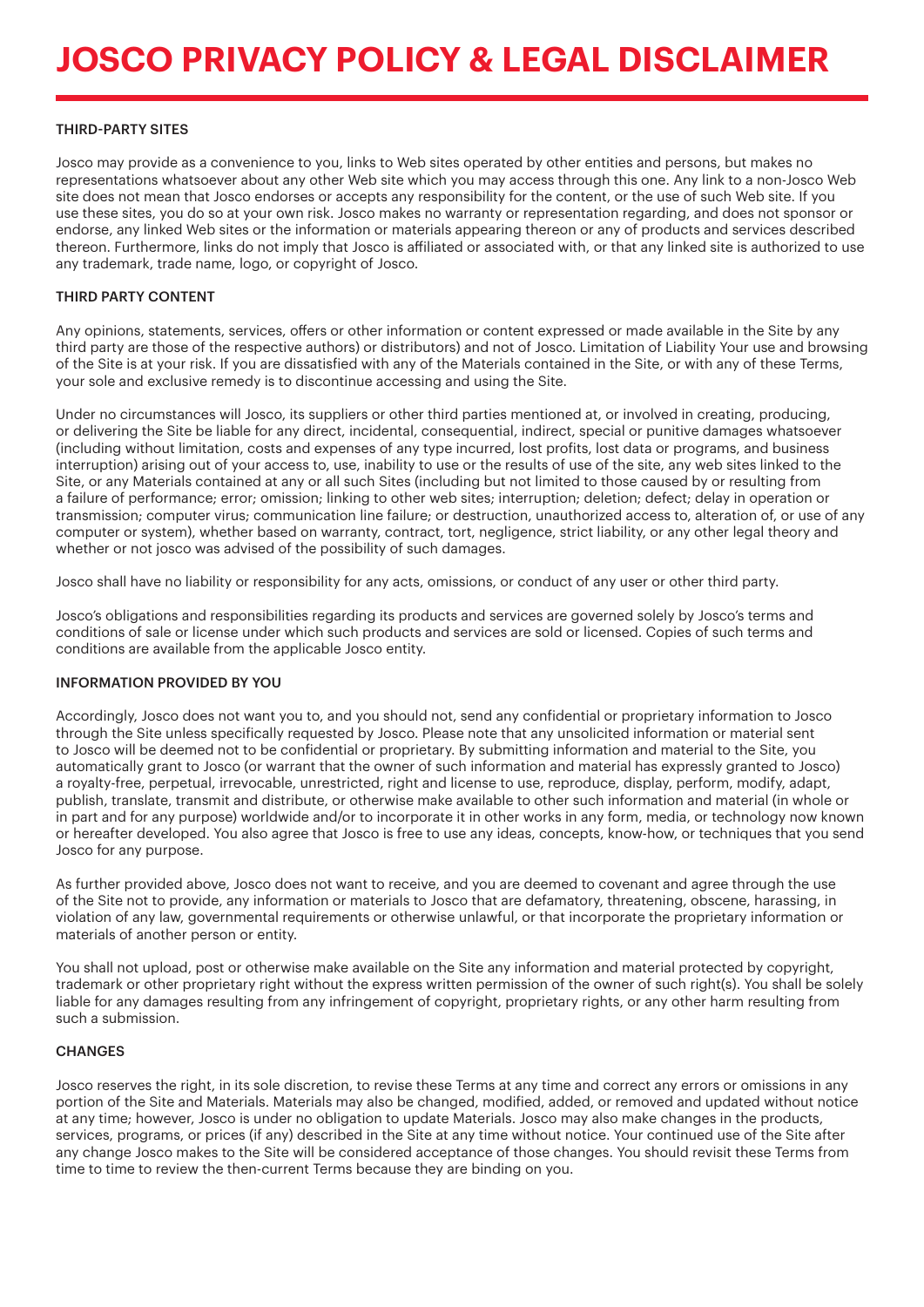# JOSCO PRIVACY POLICY & LEGAL DISCLAIMER

## THIRD-PARTY SITES

Josco may provide as a convenience to you, links to Web sites operated by other entities and persons, but makes no representations whatsoever about any other Web site which you may access through this one. Any link to a non-Josco Web site does not mean that Josco endorses or accepts any responsibility for the content, or the use of such Web site. If you use these sites, you do so at your own risk. Josco makes no warranty or representation regarding, and does not sponsor or endorse, any linked Web sites or the information or materials appearing thereon or any of products and services described thereon. Furthermore, links do not imply that Josco is affiliated or associated with, or that any linked site is authorized to use any trademark, trade name, logo, or copyright of Josco.

## THIRD PARTY CONTENT

Any opinions, statements, services, offers or other information or content expressed or made available in the Site by any third party are those of the respective authors) or distributors) and not of Josco. Limitation of Liability Your use and browsing of the Site is at your risk. If you are dissatisfied with any of the Materials contained in the Site, or with any of these Terms, your sole and exclusive remedy is to discontinue accessing and using the Site.

Under no circumstances will Josco, its suppliers or other third parties mentioned at, or involved in creating, producing, or delivering the Site be liable for any direct, incidental, consequential, indirect, special or punitive damages whatsoever (including without limitation, costs and expenses of any type incurred, lost profits, lost data or programs, and business interruption) arising out of your access to, use, inability to use or the results of use of the site, any web sites linked to the Site, or any Materials contained at any or all such Sites (including but not limited to those caused by or resulting from a failure of performance; error; omission; linking to other web sites; interruption; deletion; defect; delay in operation or transmission; computer virus; communication line failure; or destruction, unauthorized access to, alteration of, or use of any computer or system), whether based on warranty, contract, tort, negligence, strict liability, or any other legal theory and whether or not josco was advised of the possibility of such damages.

Josco shall have no liability or responsibility for any acts, omissions, or conduct of any user or other third party.

Josco's obligations and responsibilities regarding its products and services are governed solely by Josco's terms and conditions of sale or license under which such products and services are sold or licensed. Copies of such terms and conditions are available from the applicable Josco entity.

## INFORMATION PROVIDED BY YOU

Accordingly, Josco does not want you to, and you should not, send any confidential or proprietary information to Josco through the Site unless specifically requested by Josco. Please note that any unsolicited information or material sent to Josco will be deemed not to be confidential or proprietary. By submitting information and material to the Site, you automatically grant to Josco (or warrant that the owner of such information and material has expressly granted to Josco) a royalty-free, perpetual, irrevocable, unrestricted, right and license to use, reproduce, display, perform, modify, adapt, publish, translate, transmit and distribute, or otherwise make available to other such information and material (in whole or in part and for any purpose) worldwide and/or to incorporate it in other works in any form, media, or technology now known or hereafter developed. You also agree that Josco is free to use any ideas, concepts, know-how, or techniques that you send Josco for any purpose.

As further provided above, Josco does not want to receive, and you are deemed to covenant and agree through the use of the Site not to provide, any information or materials to Josco that are defamatory, threatening, obscene, harassing, in violation of any law, governmental requirements or otherwise unlawful, or that incorporate the proprietary information or materials of another person or entity.

You shall not upload, post or otherwise make available on the Site any information and material protected by copyright, trademark or other proprietary right without the express written permission of the owner of such right(s). You shall be solely liable for any damages resulting from any infringement of copyright, proprietary rights, or any other harm resulting from such a submission.

## CHANGES

Josco reserves the right, in its sole discretion, to revise these Terms at any time and correct any errors or omissions in any portion of the Site and Materials. Materials may also be changed, modified, added, or removed and updated without notice at any time; however, Josco is under no obligation to update Materials. Josco may also make changes in the products, services, programs, or prices (if any) described in the Site at any time without notice. Your continued use of the Site after any change Josco makes to the Site will be considered acceptance of those changes. You should revisit these Terms from time to time to review the then-current Terms because they are binding on you.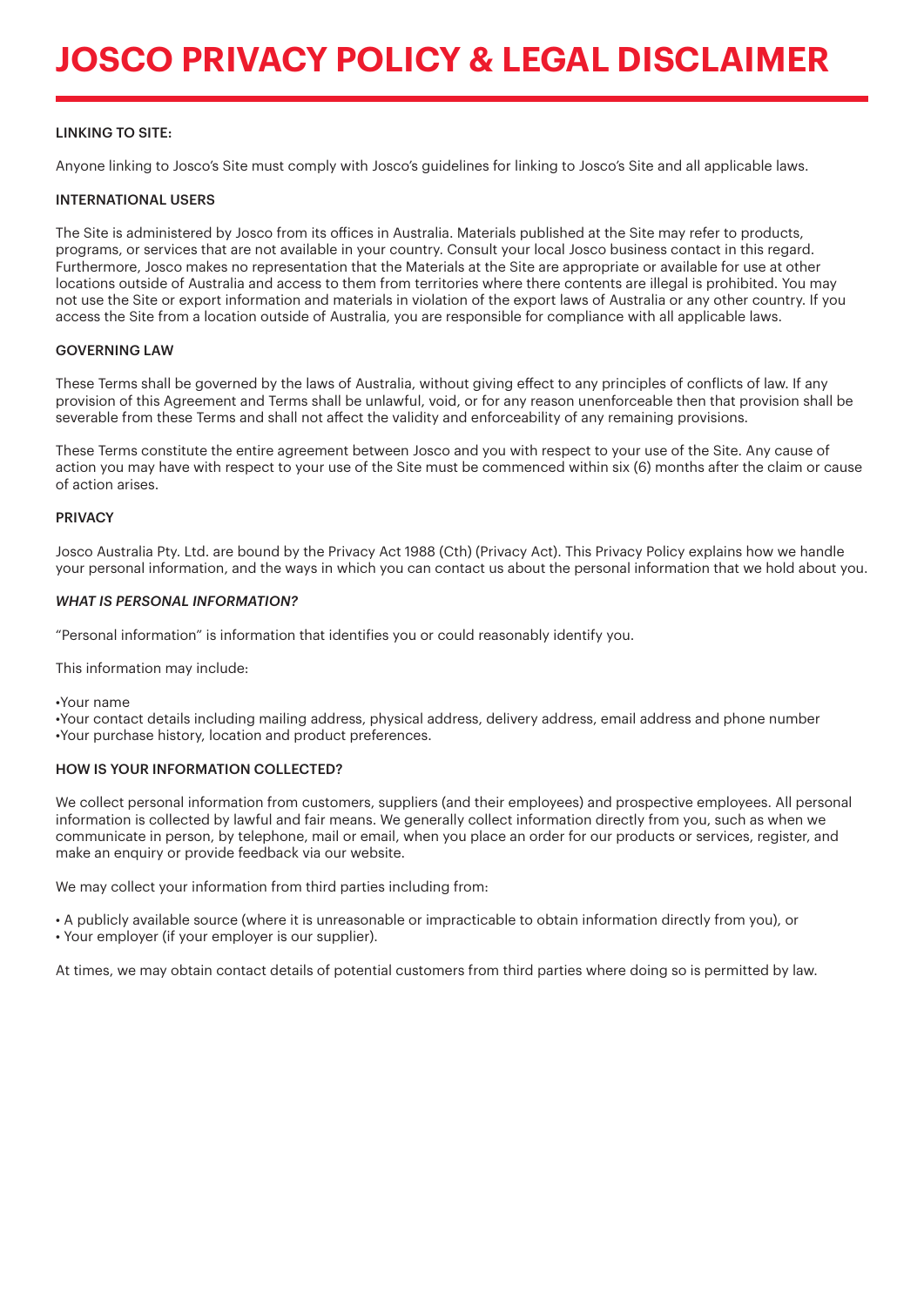# JOSCO PRIVACY POLICY & LEGAL DISCLAIMER

LINKING TO SITE:

Anyone linking to Josco's Site must comply with Josco's guidelines for linking to Josco's Site and all applicable laws.

INTERNATIONAL USERS

The Site is administered by Josco from its offices in Australia. Materials published at the Site may refer to products, programs, or services that are not available in your country. Consult your local Josco business contact in this regard. Furthermore, Josco makes no representation that the Materials at the Site are appropriate or available for use at other locations outside of Australia and access to them from territories where there contents are illegal is prohibited. You may not use the Site or export information and materials in violation of the export laws of Australia or any other country. If you access the Site from a location outside of Australia, you are responsible for compliance with all applicable laws.

GOVERNING LAW

These Terms shall be governed by the laws of Australia, without giving effect to any principles of conflicts of law. If any provision of this Agreement and Terms shall be unlawful, void, or for any reason unenforceable then that provision shall be severable from these Terms and shall not affect the validity and enforceability of any remaining provisions.

These Terms constitute the entire agreement between Josco and you with respect to your use of the Site. Any cause of action you may have with respect to your use of the Site must be commenced within six (6) months after the claim or cause of action arises.

PRIVACY

Josco Australia Pty. Ltd. are bound by the Privacy Act 1988 (Cth) (Privacy Act). This Privacy Policy explains how we handle your personal information, and the ways in which you can contact us about the personal information that we hold about you.

*WHAT IS PERSONAL INFORMATION?*

"Personal information" is information that identifies you or could reasonably identify you.

This information may include:

- Your name
- Your contact details including mailing address, physical address, delivery address, email address and phone number
- Your purchase history, location and product preferences.

HOW IS YOUR INFORMATION COLLECTED?

We collect personal information from customers, suppliers (and their employees) and prospective employees. All personal information is collected by lawful and fair means. We generally collect information directly from you, such as when we communicate in person, by telephone, mail or email, when you place an order for our products or services, register, and make an enquiry or provide feedback via our website.

We may collect your information from third parties including from:

- A publicly available source (where it is unreasonable or impracticable to obtain information directly from you), or
- Your employer (if your employer is our supplier).

At times, we may obtain contact details of potential customers from third parties where doing so is permitted by law.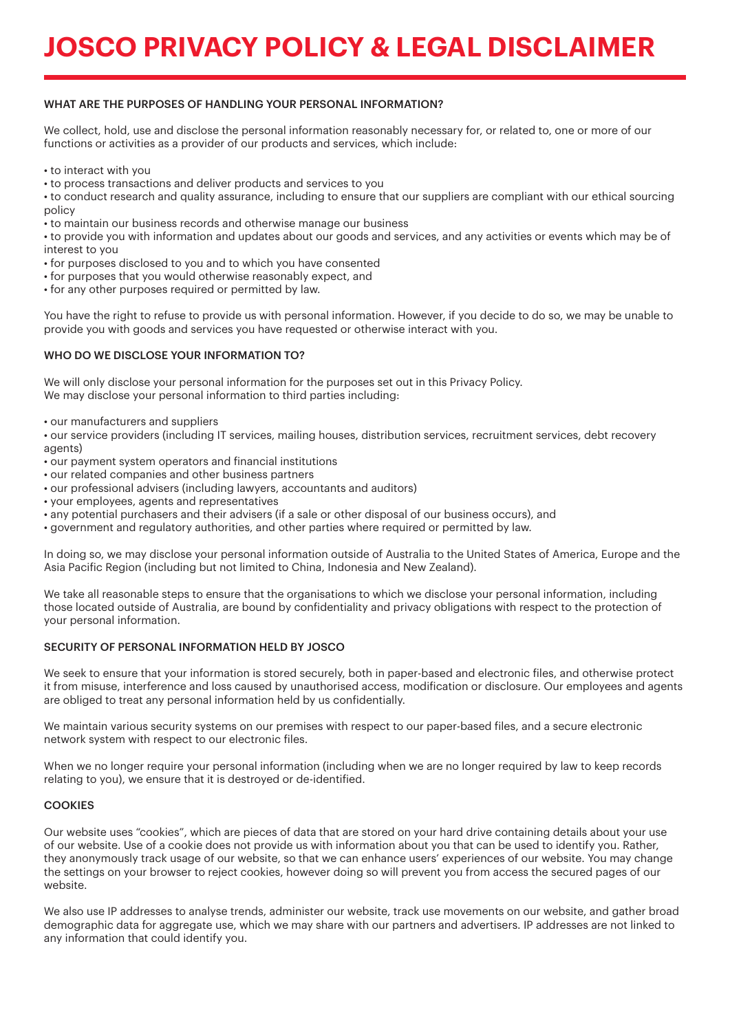# JOSCO PRIVACY POLICY & LEGAL DISCLAIMER

### WHAT ARE THE PURPOSES OF HANDLING YOUR PERSONAL INFORMATION?

We collect, hold, use and disclose the personal information reasonably necessary for, or related to, one or more of our functions or activities as a provider of our products and services, which include:

- to interact with you
- to process transactions and deliver products and services to you
- to conduct research and quality assurance, including to ensure that our suppliers are compliant with our ethical sourcing policy
- to maintain our business records and otherwise manage our business
- to provide you with information and updates about our goods and services, and any activities or events which may be of interest to you
- for purposes disclosed to you and to which you have consented
- for purposes that you would otherwise reasonably expect, and
- for any other purposes required or permitted by law.

You have the right to refuse to provide us with personal information. However, if you decide to do so, we may be unable to provide you with goods and services you have requested or otherwise interact with you.

### WHO DO WE DISCLOSE YOUR INFORMATION TO?

We will only disclose your personal information for the purposes set out in this Privacy Policy.
We may disclose your personal information to third parties including:

- our manufacturers and suppliers
- our service providers (including IT services, mailing houses, distribution services, recruitment services, debt recovery agents)
- our payment system operators and financial institutions
- our related companies and other business partners
- our professional advisers (including lawyers, accountants and auditors)
- your employees, agents and representatives
- any potential purchasers and their advisers (if a sale or other disposal of our business occurs), and
- government and regulatory authorities, and other parties where required or permitted by law.

In doing so, we may disclose your personal information outside of Australia to the United States of America, Europe and the Asia Pacific Region (including but not limited to China, Indonesia and New Zealand).

We take all reasonable steps to ensure that the organisations to which we disclose your personal information, including those located outside of Australia, are bound by confidentiality and privacy obligations with respect to the protection of your personal information.

### SECURITY OF PERSONAL INFORMATION HELD BY JOSCO

We seek to ensure that your information is stored securely, both in paper-based and electronic files, and otherwise protect it from misuse, interference and loss caused by unauthorised access, modification or disclosure. Our employees and agents are obliged to treat any personal information held by us confidentially.

We maintain various security systems on our premises with respect to our paper-based files, and a secure electronic network system with respect to our electronic files.

When we no longer require your personal information (including when we are no longer required by law to keep records relating to you), we ensure that it is destroyed or de-identified.

### COOKIES

Our website uses “cookies”, which are pieces of data that are stored on your hard drive containing details about your use of our website. Use of a cookie does not provide us with information about you that can be used to identify you. Rather, they anonymously track usage of our website, so that we can enhance users’ experiences of our website. You may change the settings on your browser to reject cookies, however doing so will prevent you from access the secured pages of our website.

We also use IP addresses to analyse trends, administer our website, track use movements on our website, and gather broad demographic data for aggregate use, which we may share with our partners and advertisers. IP addresses are not linked to any information that could identify you.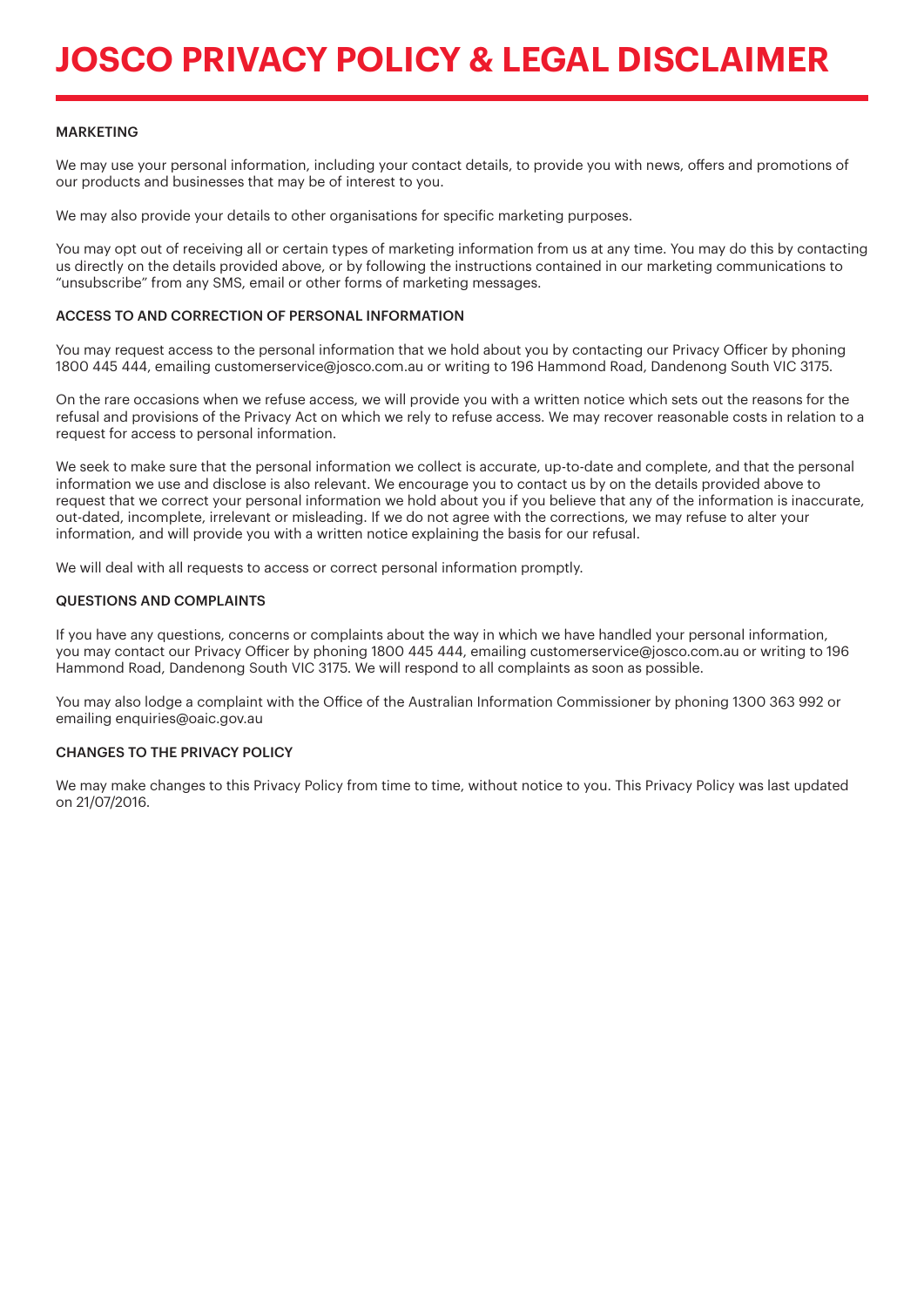# JOSCO PRIVACY POLICY & LEGAL DISCLAIMER

### MARKETING

We may use your personal information, including your contact details, to provide you with news, offers and promotions of our products and businesses that may be of interest to you.

We may also provide your details to other organisations for specific marketing purposes.

You may opt out of receiving all or certain types of marketing information from us at any time. You may do this by contacting us directly on the details provided above, or by following the instructions contained in our marketing communications to "unsubscribe" from any SMS, email or other forms of marketing messages.

### ACCESS TO AND CORRECTION OF PERSONAL INFORMATION

You may request access to the personal information that we hold about you by contacting our Privacy Officer by phoning 1800 445 444, emailing customerservice@josco.com.au or writing to 196 Hammond Road, Dandenong South VIC 3175.

On the rare occasions when we refuse access, we will provide you with a written notice which sets out the reasons for the refusal and provisions of the Privacy Act on which we rely to refuse access. We may recover reasonable costs in relation to a request for access to personal information.

We seek to make sure that the personal information we collect is accurate, up-to-date and complete, and that the personal information we use and disclose is also relevant. We encourage you to contact us by on the details provided above to request that we correct your personal information we hold about you if you believe that any of the information is inaccurate, out-dated, incomplete, irrelevant or misleading. If we do not agree with the corrections, we may refuse to alter your information, and will provide you with a written notice explaining the basis for our refusal.

We will deal with all requests to access or correct personal information promptly.

### QUESTIONS AND COMPLAINTS

If you have any questions, concerns or complaints about the way in which we have handled your personal information, you may contact our Privacy Officer by phoning 1800 445 444, emailing customerservice@josco.com.au or writing to 196 Hammond Road, Dandenong South VIC 3175. We will respond to all complaints as soon as possible.

You may also lodge a complaint with the Office of the Australian Information Commissioner by phoning 1300 363 992 or emailing enquiries@oaic.gov.au

### CHANGES TO THE PRIVACY POLICY

We may make changes to this Privacy Policy from time to time, without notice to you. This Privacy Policy was last updated on 21/07/2016.